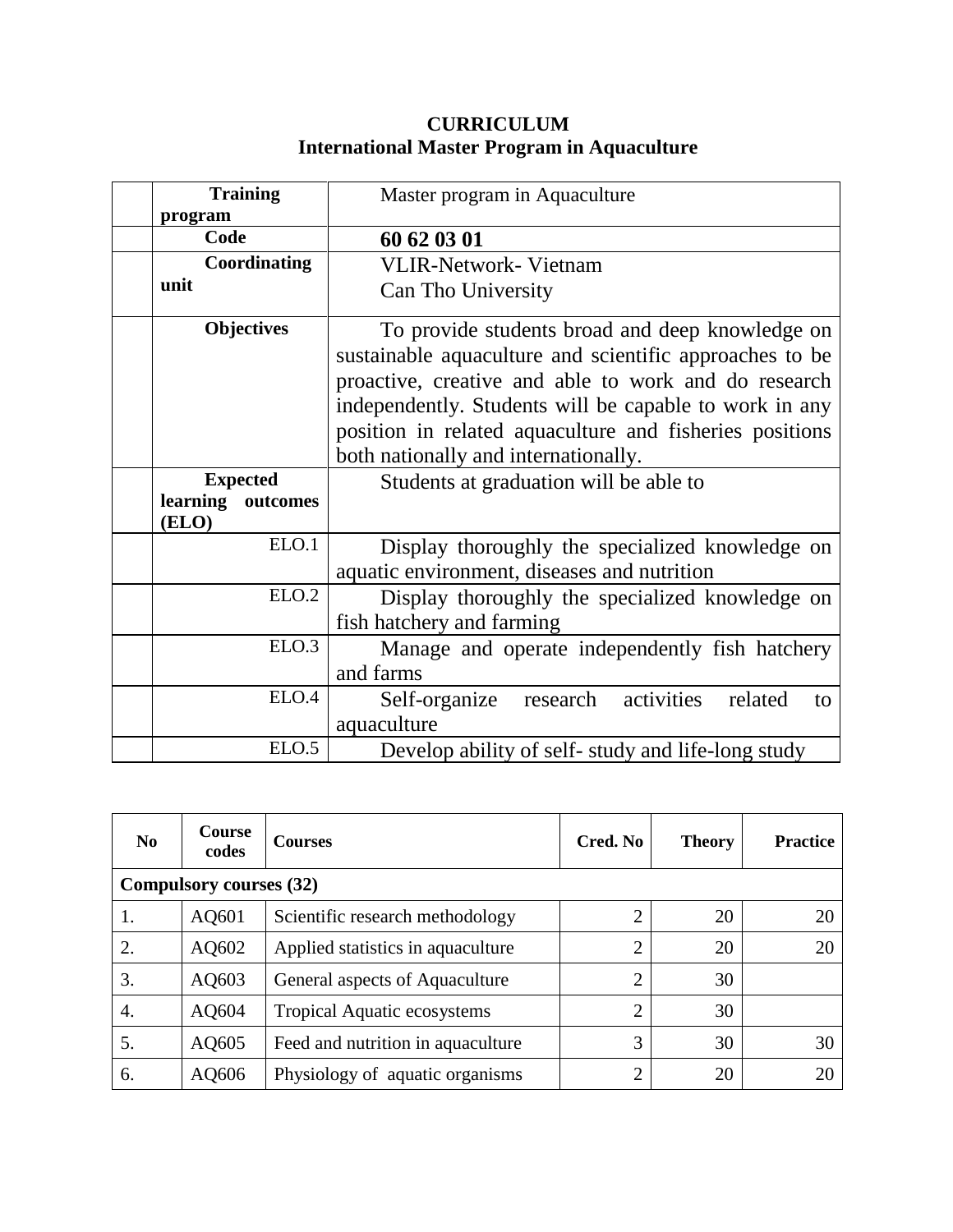# CURRICULUM
## International Master Program in Aquaculture

| | | |
|---|---|---|
| | **Training program** | Master program in Aquaculture |
| | **Code** | **60 62 03 01** |
| | **Coordinating unit** | VLIR-Network- Vietnam<br>Can Tho University |
| | **Objectives** | To provide students broad and deep knowledge on sustainable aquaculture and scientific approaches to be proactive, creative and able to work and do research independently. Students will be capable to work in any position in related aquaculture and fisheries positions both nationally and internationally. |
| | **Expected learning outcomes (ELO)** | Students at graduation will be able to |
| | ELO.1 | Display thoroughly the specialized knowledge on aquatic environment, diseases and nutrition |
| | ELO.2 | Display thoroughly the specialized knowledge on fish hatchery and farming |
| | ELO.3 | Manage and operate independently fish hatchery and farms |
| | ELO.4 | Self-organize research activities related to aquaculture |
| | ELO.5 | Develop ability of self- study and life-long study |

| No | Course codes | Courses | Cred. No | Theory | Practice |
|---|---|---|---|---|---|
| **Compulsory courses (32)** | | | | | |
| 1. | AQ601 | Scientific research methodology | 2 | 20 | 20 |
| 2. | AQ602 | Applied statistics in aquaculture | 2 | 20 | 20 |
| 3. | AQ603 | General aspects of Aquaculture | 2 | 30 | |
| 4. | AQ604 | Tropical Aquatic ecosystems | 2 | 30 | |
| 5. | AQ605 | Feed and nutrition in aquaculture | 3 | 30 | 30 |
| 6. | AQ606 | Physiology of aquatic organisms | 2 | 20 | 20 |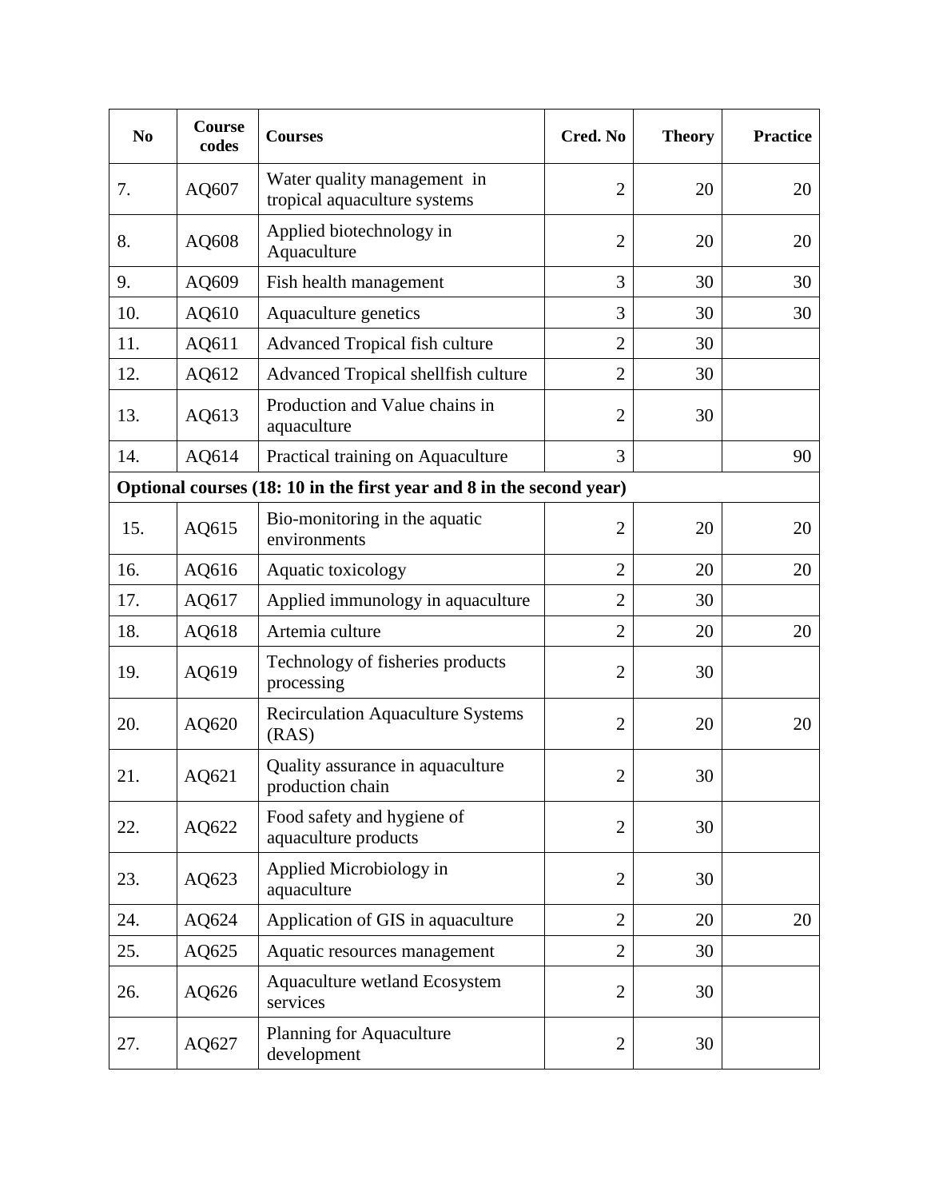| No | Course codes | Courses | Cred. No | Theory | Practice |
|---|---|---|---|---|---|
| 7. | AQ607 | Water quality management in tropical aquaculture systems | 2 | 20 | 20 |
| 8. | AQ608 | Applied biotechnology in Aquaculture | 2 | 20 | 20 |
| 9. | AQ609 | Fish health management | 3 | 30 | 30 |
| 10. | AQ610 | Aquaculture genetics | 3 | 30 | 30 |
| 11. | AQ611 | Advanced Tropical fish culture | 2 | 30 | |
| 12. | AQ612 | Advanced Tropical shellfish culture | 2 | 30 | |
| 13. | AQ613 | Production and Value chains in aquaculture | 2 | 30 | |
| 14. | AQ614 | Practical training on Aquaculture | 3 | | 90 |
| **Optional courses (18: 10 in the first year and 8 in the second year)** | | | | | |
| 15. | AQ615 | Bio-monitoring in the aquatic environments | 2 | 20 | 20 |
| 16. | AQ616 | Aquatic toxicology | 2 | 20 | 20 |
| 17. | AQ617 | Applied immunology in aquaculture | 2 | 30 | |
| 18. | AQ618 | Artemia culture | 2 | 20 | 20 |
| 19. | AQ619 | Technology of fisheries products processing | 2 | 30 | |
| 20. | AQ620 | Recirculation Aquaculture Systems (RAS) | 2 | 20 | 20 |
| 21. | AQ621 | Quality assurance in aquaculture production chain | 2 | 30 | |
| 22. | AQ622 | Food safety and hygiene of aquaculture products | 2 | 30 | |
| 23. | AQ623 | Applied Microbiology in aquaculture | 2 | 30 | |
| 24. | AQ624 | Application of GIS in aquaculture | 2 | 20 | 20 |
| 25. | AQ625 | Aquatic resources management | 2 | 30 | |
| 26. | AQ626 | Aquaculture wetland Ecosystem services | 2 | 30 | |
| 27. | AQ627 | Planning for Aquaculture development | 2 | 30 | |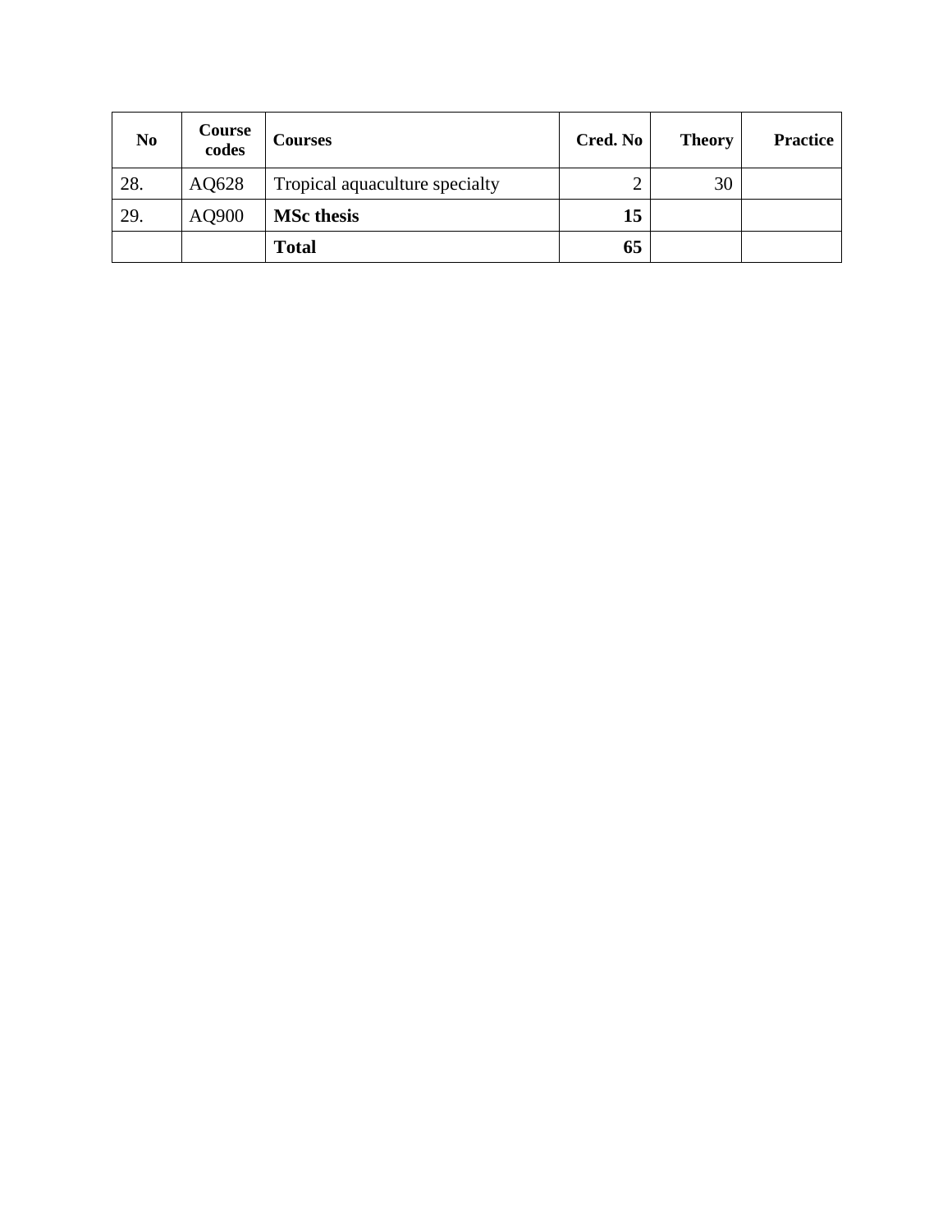| No | Course codes | Courses | Cred. No | Theory | Practice |
|---|---|---|---|---|---|
| 28. | AQ628 | Tropical aquaculture specialty | 2 | 30 | |
| 29. | AQ900 | **MSc thesis** | **15** | | |
| | | **Total** | **65** | | |